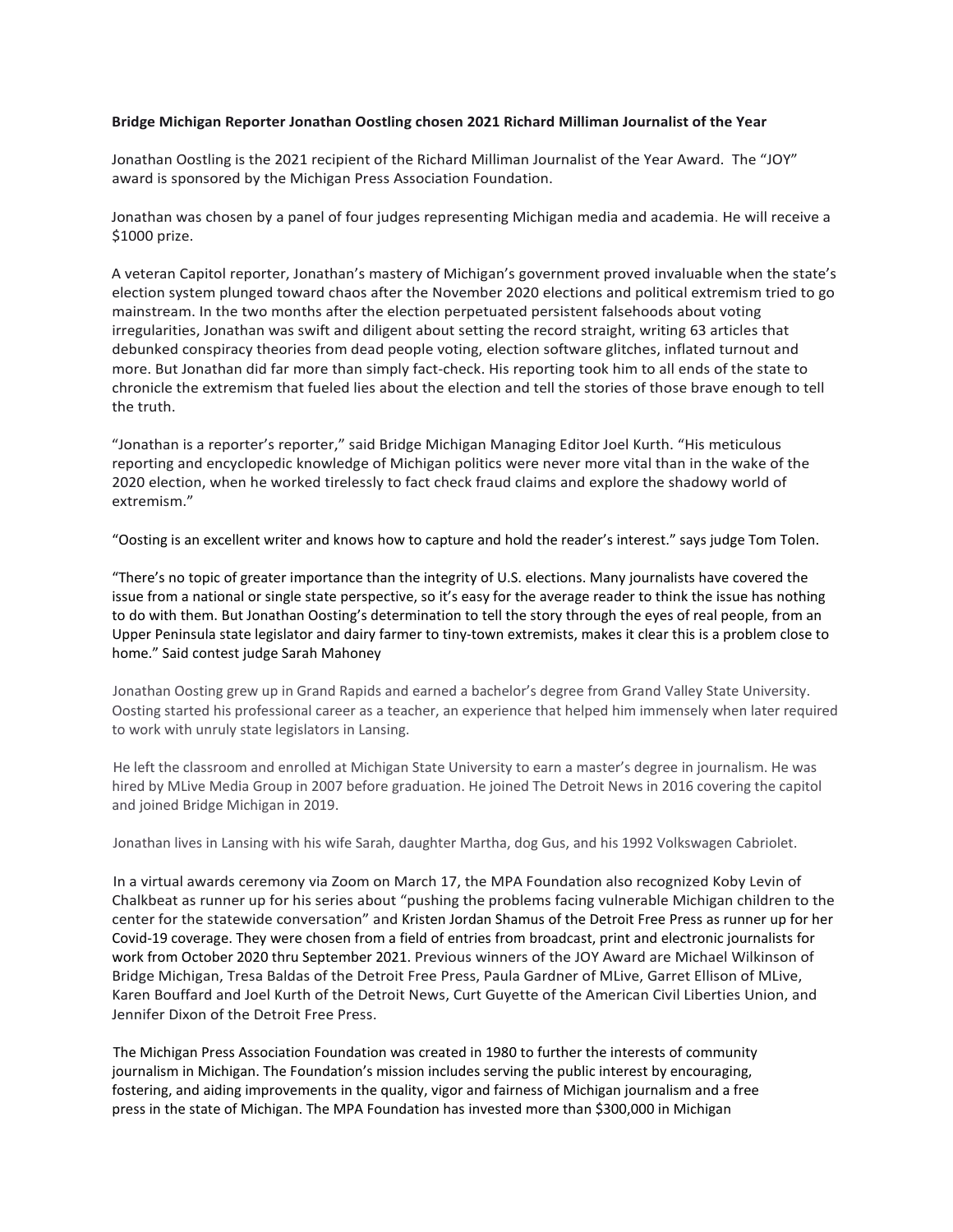**Bridge Michigan Reporter Jonathan Oostling chosen 2021 Richard Milliman Journalist of the Year**

Jonathan Oostling is the 2021 recipient of the Richard Milliman Journalist of the Year Award. The "JOY" award is sponsored by the Michigan Press Association Foundation.

Jonathan was chosen by a panel of four judges representing Michigan media and academia. He will receive a $1000 prize.

A veteran Capitol reporter, Jonathan's mastery of Michigan's government proved invaluable when the state's election system plunged toward chaos after the November 2020 elections and political extremism tried to go mainstream. In the two months after the election perpetuated persistent falsehoods about voting irregularities, Jonathan was swift and diligent about setting the record straight, writing 63 articles that debunked conspiracy theories from dead people voting, election software glitches, inflated turnout and more. But Jonathan did far more than simply fact-check. His reporting took him to all ends of the state to chronicle the extremism that fueled lies about the election and tell the stories of those brave enough to tell the truth.

"Jonathan is a reporter's reporter," said Bridge Michigan Managing Editor Joel Kurth. "His meticulous reporting and encyclopedic knowledge of Michigan politics were never more vital than in the wake of the 2020 election, when he worked tirelessly to fact check fraud claims and explore the shadowy world of extremism."

"Oosting is an excellent writer and knows how to capture and hold the reader's interest." says judge Tom Tolen.

"There's no topic of greater importance than the integrity of U.S. elections. Many journalists have covered the issue from a national or single state perspective, so it's easy for the average reader to think the issue has nothing to do with them. But Jonathan Oosting's determination to tell the story through the eyes of real people, from an Upper Peninsula state legislator and dairy farmer to tiny-town extremists, makes it clear this is a problem close to home." Said contest judge Sarah Mahoney

Jonathan Oosting grew up in Grand Rapids and earned a bachelor's degree from Grand Valley State University. Oosting started his professional career as a teacher, an experience that helped him immensely when later required to work with unruly state legislators in Lansing.

He left the classroom and enrolled at Michigan State University to earn a master's degree in journalism. He was hired by MLive Media Group in 2007 before graduation. He joined The Detroit News in 2016 covering the capitol and joined Bridge Michigan in 2019.

Jonathan lives in Lansing with his wife Sarah, daughter Martha, dog Gus, and his 1992 Volkswagen Cabriolet.

In a virtual awards ceremony via Zoom on March 17, the MPA Foundation also recognized Koby Levin of Chalkbeat as runner up for his series about "pushing the problems facing vulnerable Michigan children to the center for the statewide conversation" and Kristen Jordan Shamus of the Detroit Free Press as runner up for her Covid-19 coverage. They were chosen from a field of entries from broadcast, print and electronic journalists for work from October 2020 thru September 2021. Previous winners of the JOY Award are Michael Wilkinson of Bridge Michigan, Tresa Baldas of the Detroit Free Press, Paula Gardner of MLive, Garret Ellison of MLive, Karen Bouffard and Joel Kurth of the Detroit News, Curt Guyette of the American Civil Liberties Union, and Jennifer Dixon of the Detroit Free Press.

The Michigan Press Association Foundation was created in 1980 to further the interests of community journalism in Michigan. The Foundation's mission includes serving the public interest by encouraging, fostering, and aiding improvements in the quality, vigor and fairness of Michigan journalism and a free press in the state of Michigan. The MPA Foundation has invested more than $300,000 in Michigan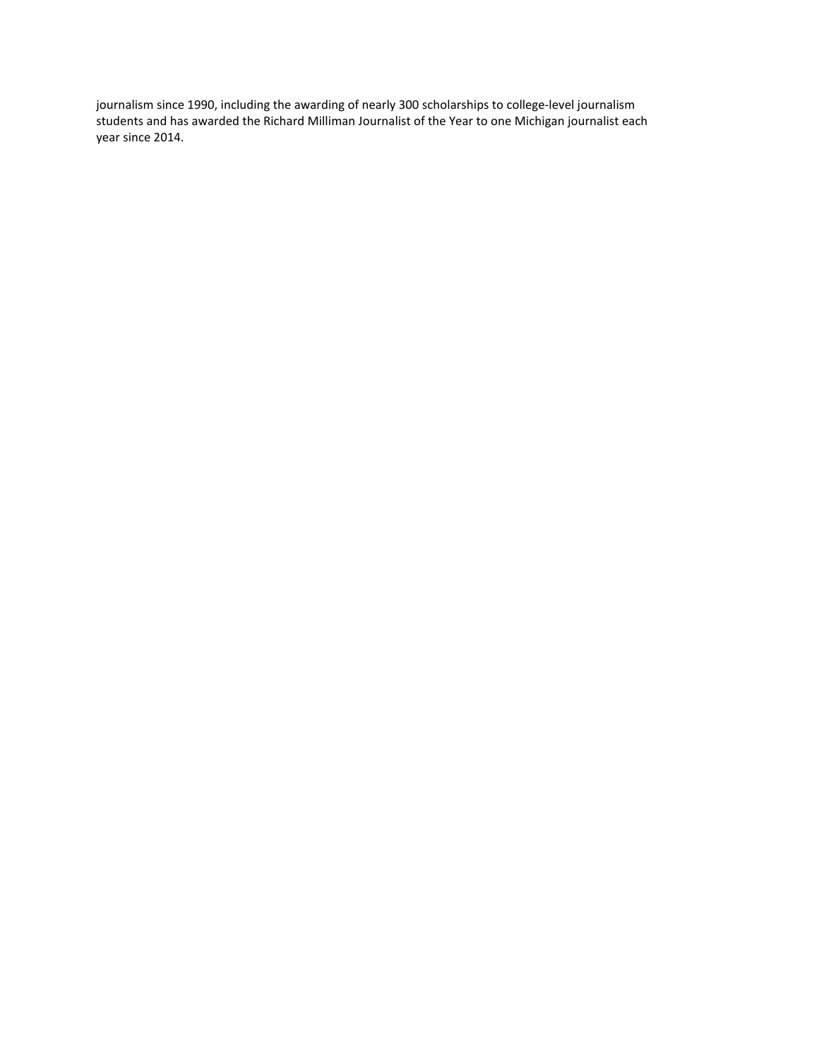journalism since 1990, including the awarding of nearly 300 scholarships to college-level journalism students and has awarded the Richard Milliman Journalist of the Year to one Michigan journalist each year since 2014.